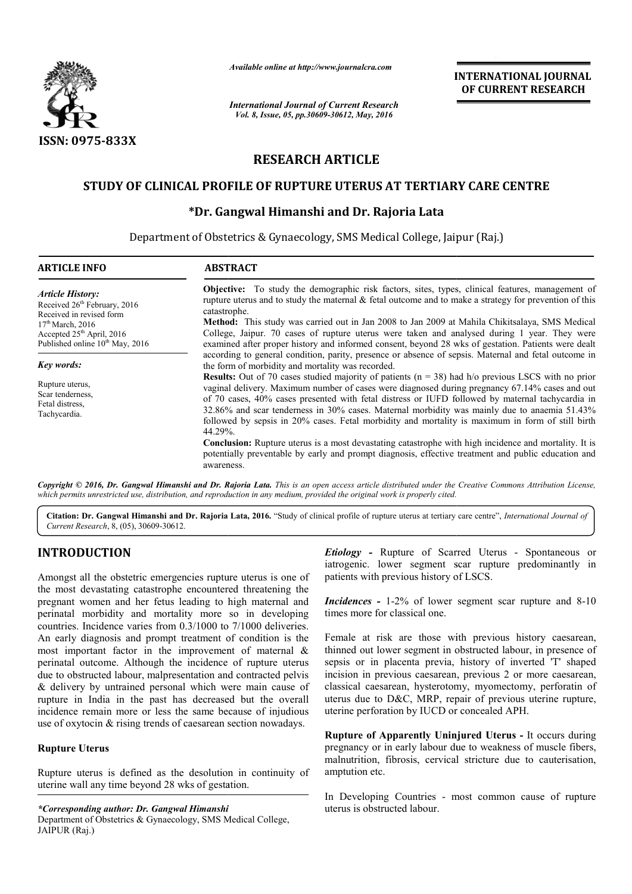*Available online at http://www.journalcra.com*

*International Journal of Current Research*
*Vol. 8, Issue, 05, pp.30609-30612, May, 2016*

**INTERNATIONAL JOURNAL OF CURRENT RESEARCH**

ISSN: 0975-833X

## RESEARCH ARTICLE

# STUDY OF CLINICAL PROFILE OF RUPTURE UTERUS AT TERTIARY CARE CENTRE

### *Dr. Gangwal Himanshi and Dr. Rajoria Lata

Department of Obstetrics & Gynaecology, SMS Medical College, Jaipur (Raj.)

**ARTICLE INFO**

*Article History:*
Received 26th February, 2016
Received in revised form
17th March, 2016
Accepted 25th April, 2016
Published online 10th May, 2016

*Key words:*

Rupture uterus,
Scar tenderness,
Fetal distress,
Tachycardia.

**ABSTRACT**

**Objective:** To study the demographic risk factors, sites, types, clinical features, management of rupture uterus and to study the maternal & fetal outcome and to make a strategy for prevention of this catastrophe.

**Method:** This study was carried out in Jan 2008 to Jan 2009 at Mahila Chikitsalaya, SMS Medical College, Jaipur. 70 cases of rupture uterus were taken and analysed during 1 year. They were examined after proper history and informed consent, beyond 28 wks of gestation. Patients were dealt according to general condition, parity, presence or absence of sepsis. Maternal and fetal outcome in the form of morbidity and mortality was recorded.

**Results:** Out of 70 cases studied majority of patients (n = 38) had h/o previous LSCS with no prior vaginal delivery. Maximum number of cases were diagnosed during pregnancy 67.14% cases and out of 70 cases, 40% cases presented with fetal distress or IUFD followed by maternal tachycardia in 32.86% and scar tenderness in 30% cases. Maternal morbidity was mainly due to anaemia 51.43% followed by sepsis in 20% cases. Fetal morbidity and mortality is maximum in form of still birth 44.29%.

**Conclusion:** Rupture uterus is a most devastating catastrophe with high incidence and mortality. It is potentially preventable by early and prompt diagnosis, effective treatment and public education and awareness.

*Copyright © 2016, Dr. Gangwal Himanshi and Dr. Rajoria Lata. This is an open access article distributed under the Creative Commons Attribution License, which permits unrestricted use, distribution, and reproduction in any medium, provided the original work is properly cited.*

**Citation: Dr. Gangwal Himanshi and Dr. Rajoria Lata, 2016.** "Study of clinical profile of rupture uterus at tertiary care centre", *International Journal of Current Research*, 8, (05), 30609-30612.

## INTRODUCTION

Amongst all the obstetric emergencies rupture uterus is one of the most devastating catastrophe encountered threatening the pregnant women and her fetus leading to high maternal and perinatal morbidity and mortality more so in developing countries. Incidence varies from 0.3/1000 to 7/1000 deliveries. An early diagnosis and prompt treatment of condition is the most important factor in the improvement of maternal & perinatal outcome. Although the incidence of rupture uterus due to obstructed labour, malpresentation and contracted pelvis & delivery by untrained personal which were main cause of rupture in India in the past has decreased but the overall incidence remain more or less the same because of injudious use of oxytocin & rising trends of caesarean section nowadays.

### Rupture Uterus

Rupture uterus is defined as the desolution in continuity of uterine wall any time beyond 28 wks of gestation.

***Etiology -*** Rupture of Scarred Uterus - Spontaneous or iatrogenic. lower segment scar rupture predominantly in patients with previous history of LSCS.

***Incidences -*** 1-2% of lower segment scar rupture and 8-10 times more for classical one.

Female at risk are those with previous history caesarean, thinned out lower segment in obstructed labour, in presence of sepsis or in placenta previa, history of inverted 'T' shaped incision in previous caesarean, previous 2 or more caesarean, classical caesarean, hysterotomy, myomectomy, perforatin of uterus due to D&C, MRP, repair of previous uterine rupture, uterine perforation by IUCD or concealed APH.

**Rupture of Apparently Uninjured Uterus -** It occurs during pregnancy or in early labour due to weakness of muscle fibers, malnutrition, fibrosis, cervical stricture due to cauterisation, amptution etc.

In Developing Countries - most common cause of rupture uterus is obstructed labour.

*\*Corresponding author: Dr. Gangwal Himanshi*
Department of Obstetrics & Gynaecology, SMS Medical College, JAIPUR (Raj.)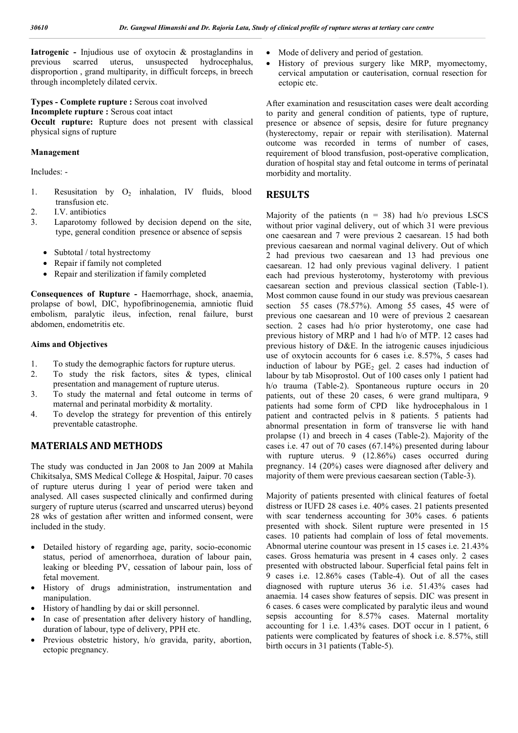**Iatrogenic -** Injudious use of oxytocin & prostaglandins in previous scarred uterus, unsuspected hydrocephalus, disproportion , grand multiparity, in difficult forceps, in breech through incompletely dilated cervix.

**Types - Complete rupture :** Serous coat involved
**Incomplete rupture :** Serous coat intact
**Occult rupture:** Rupture does not present with classical physical signs of rupture

**Management**

Includes: -

1. Resusitation by $O_2$ inhalation, IV fluids, blood transfusion etc.
2. I.V. antibiotics
3. Laparotomy followed by decision depend on the site, type, general condition presence or absence of sepsis
   - Subtotal / total hystrectomy
   - Repair if family not completed
   - Repair and sterilization if family completed

**Consequences of Rupture -** Haemorrhage, shock, anaemia, prolapse of bowl, DIC, hypofibrinogenemia, amniotic fluid embolism, paralytic ileus, infection, renal failure, burst abdomen, endometritis etc.

**Aims and Objectives**

1. To study the demographic factors for rupture uterus.
2. To study the risk factors, sites & types, clinical presentation and management of rupture uterus.
3. To study the maternal and fetal outcome in terms of maternal and perinatal morbidity & mortality.
4. To develop the strategy for prevention of this entirely preventable catastrophe.

## MATERIALS AND METHODS

The study was conducted in Jan 2008 to Jan 2009 at Mahila Chikitsalya, SMS Medical College & Hospital, Jaipur. 70 cases of rupture uterus during 1 year of period were taken and analysed. All cases suspected clinically and confirmed during surgery of rupture uterus (scarred and unscarred uterus) beyond 28 wks of gestation after written and informed consent, were included in the study.

- Detailed history of regarding age, parity, socio-economic status, period of amenorrhoea, duration of labour pain, leaking or bleeding PV, cessation of labour pain, loss of fetal movement.
- History of drugs administration, instrumentation and manipulation.
- History of handling by dai or skill personnel.
- In case of presentation after delivery history of handling, duration of labour, type of delivery, PPH etc.
- Previous obstetric history, h/o gravida, parity, abortion, ectopic pregnancy.
- Mode of delivery and period of gestation.
- History of previous surgery like MRP, myomectomy, cervical amputation or cauterisation, cornual resection for ectopic etc.

After examination and resuscitation cases were dealt according to parity and general condition of patients, type of rupture, presence or absence of sepsis, desire for future pregnancy (hysterectomy, repair or repair with sterilisation). Maternal outcome was recorded in terms of number of cases, requirement of blood transfusion, post-operative complication, duration of hospital stay and fetal outcome in terms of perinatal morbidity and mortality.

## RESULTS

Majority of the patients (n = 38) had h/o previous LSCS without prior vaginal delivery, out of which 31 were previous one caesarean and 7 were previous 2 caesarean. 15 had both previous caesarean and normal vaginal delivery. Out of which 2 had previous two caesarean and 13 had previous one caesarean. 12 had only previous vaginal delivery. 1 patient each had previous hysterotomy, hysterotomy with previous caesarean section and previous classical section (Table-1). Most common cause found in our study was previous caesarean section 55 cases (78.57%). Among 55 cases, 45 were of previous one caesarean and 10 were of previous 2 caesarean section. 2 cases had h/o prior hysterotomy, one case had previous history of MRP and 1 had h/o of MTP. 12 cases had previous history of D&E. In the iatrogenic causes injudicious use of oxytocin accounts for 6 cases i.e. 8.57%, 5 cases had induction of labour by $PGE_2$ gel. 2 cases had induction of labour by tab Misoprostol. Out of 100 cases only 1 patient had h/o trauma (Table-2). Spontaneous rupture occurs in 20 patients, out of these 20 cases, 6 were grand multipara, 9 patients had some form of CPD like hydrocephalous in 1 patient and contracted pelvis in 8 patients. 5 patients had abnormal presentation in form of transverse lie with hand prolapse (1) and breech in 4 cases (Table-2). Majority of the cases i.e. 47 out of 70 cases (67.14%) presented during labour with rupture uterus. 9 (12.86%) cases occurred during pregnancy. 14 (20%) cases were diagnosed after delivery and majority of them were previous caesarean section (Table-3).

Majority of patients presented with clinical features of foetal distress or IUFD 28 cases i.e. 40% cases. 21 patients presented with scar tenderness accounting for 30% cases. 6 patients presented with shock. Silent rupture were presented in 15 cases. 10 patients had complain of loss of fetal movements. Abnormal uterine countour was present in 15 cases i.e. 21.43% cases. Gross hematuria was present in 4 cases only. 2 cases presented with obstructed labour. Superficial fetal pains felt in 9 cases i.e. 12.86% cases (Table-4). Out of all the cases diagnosed with rupture uterus 36 i.e. 51.43% cases had anaemia. 14 cases show features of sepsis. DIC was present in 6 cases. 6 cases were complicated by paralytic ileus and wound sepsis accounting for 8.57% cases. Maternal mortality accounting for 1 i.e. 1.43% cases. DOT occur in 1 patient, 6 patients were complicated by features of shock i.e. 8.57%, still birth occurs in 31 patients (Table-5).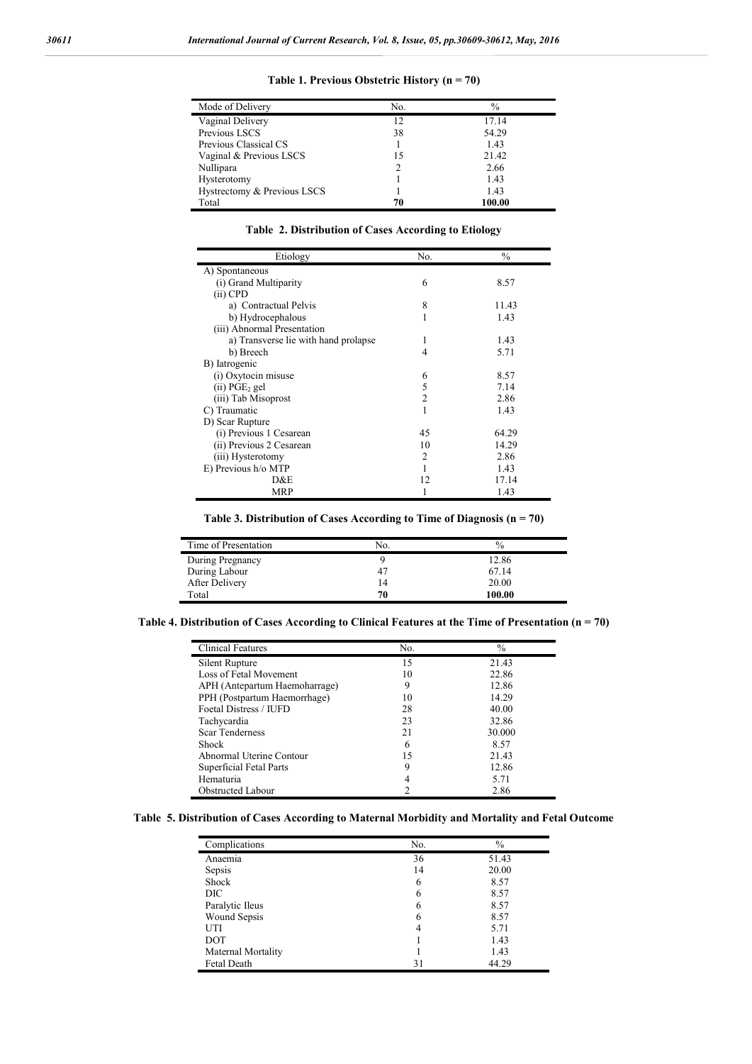**Table 1. Previous Obstetric History (n = 70)**

| Mode of Delivery | No. | % |
|---|---|---|
| Vaginal Delivery | 12 | 17.14 |
| Previous LSCS | 38 | 54.29 |
| Previous Classical CS | 1 | 1.43 |
| Vaginal & Previous LSCS | 15 | 21.42 |
| Nullipara | 2 | 2.66 |
| Hysterotomy | 1 | 1.43 |
| Hystrectomy & Previous LSCS | 1 | 1.43 |
| Total | **70** | **100.00** |

**Table 2. Distribution of Cases According to Etiology**

| Etiology | No. | % |
|---|---|---|
| A) Spontaneous | | |
| (i) Grand Multiparity | 6 | 8.57 |
| (ii) CPD | | |
| a) Contractual Pelvis | 8 | 11.43 |
| b) Hydrocephalous | 1 | 1.43 |
| (iii) Abnormal Presentation | | |
| a) Transverse lie with hand prolapse | 1 | 1.43 |
| b) Breech | 4 | 5.71 |
| B) Iatrogenic | | |
| (i) Oxytocin misuse | 6 | 8.57 |
| (ii) $PGE_2$ gel | 5 | 7.14 |
| (iii) Tab Misoprost | 2 | 2.86 |
| C) Traumatic | 1 | 1.43 |
| D) Scar Rupture | | |
| (i) Previous 1 Cesarean | 45 | 64.29 |
| (ii) Previous 2 Cesarean | 10 | 14.29 |
| (iii) Hysterotomy | 2 | 2.86 |
| E) Previous h/o MTP | 1 | 1.43 |
| D&E | 12 | 17.14 |
| MRP | 1 | 1.43 |

**Table 3. Distribution of Cases According to Time of Diagnosis (n = 70)**

| Time of Presentation | No. | % |
|---|---|---|
| During Pregnancy | 9 | 12.86 |
| During Labour | 47 | 67.14 |
| After Delivery | 14 | 20.00 |
| Total | **70** | **100.00** |

**Table 4. Distribution of Cases According to Clinical Features at the Time of Presentation (n = 70)**

| Clinical Features | No. | % |
|---|---|---|
| Silent Rupture | 15 | 21.43 |
| Loss of Fetal Movement | 10 | 22.86 |
| APH (Antepartum Haemoharrage) | 9 | 12.86 |
| PPH (Postpartum Haemorrhage) | 10 | 14.29 |
| Foetal Distress / IUFD | 28 | 40.00 |
| Tachycardia | 23 | 32.86 |
| Scar Tenderness | 21 | 30.000 |
| Shock | 6 | 8.57 |
| Abnormal Uterine Contour | 15 | 21.43 |
| Superficial Fetal Parts | 9 | 12.86 |
| Hematuria | 4 | 5.71 |
| Obstructed Labour | 2 | 2.86 |

**Table 5. Distribution of Cases According to Maternal Morbidity and Mortality and Fetal Outcome**

| Complications | No. | % |
|---|---|---|
| Anaemia | 36 | 51.43 |
| Sepsis | 14 | 20.00 |
| Shock | 6 | 8.57 |
| DIC | 6 | 8.57 |
| Paralytic Ileus | 6 | 8.57 |
| Wound Sepsis | 6 | 8.57 |
| UTI | 4 | 5.71 |
| DOT | 1 | 1.43 |
| Maternal Mortality | 1 | 1.43 |
| Fetal Death | 31 | 44.29 |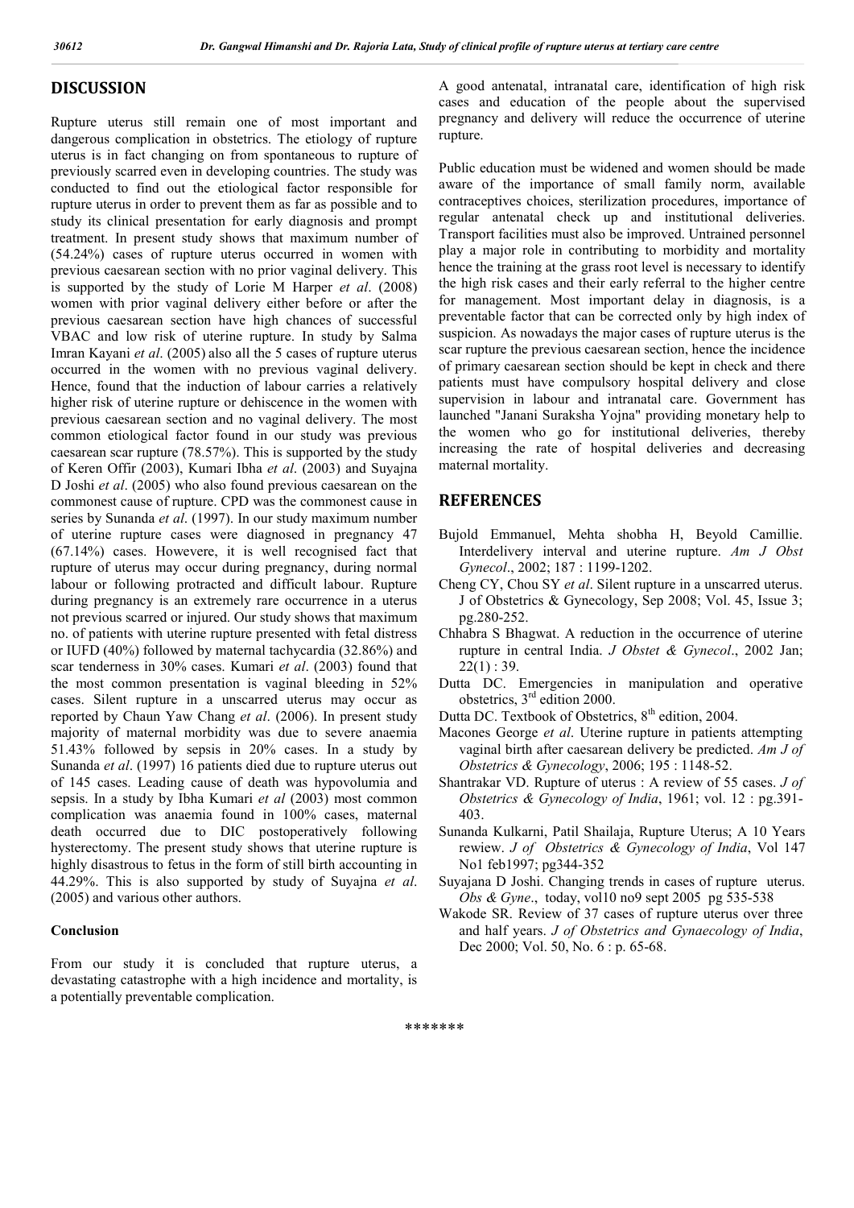## DISCUSSION

Rupture uterus still remain one of most important and dangerous complication in obstetrics. The etiology of rupture uterus is in fact changing on from spontaneous to rupture of previously scarred even in developing countries. The study was conducted to find out the etiological factor responsible for rupture uterus in order to prevent them as far as possible and to study its clinical presentation for early diagnosis and prompt treatment. In present study shows that maximum number of (54.24%) cases of rupture uterus occurred in women with previous caesarean section with no prior vaginal delivery. This is supported by the study of Lorie M Harper *et al*. (2008) women with prior vaginal delivery either before or after the previous caesarean section have high chances of successful VBAC and low risk of uterine rupture. In study by Salma Imran Kayani *et al*. (2005) also all the 5 cases of rupture uterus occurred in the women with no previous vaginal delivery. Hence, found that the induction of labour carries a relatively higher risk of uterine rupture or dehiscence in the women with previous caesarean section and no vaginal delivery. The most common etiological factor found in our study was previous caesarean scar rupture (78.57%). This is supported by the study of Keren Offir (2003), Kumari Ibha *et al*. (2003) and Suyajna D Joshi *et al*. (2005) who also found previous caesarean on the commonest cause of rupture. CPD was the commonest cause in series by Sunanda *et al*. (1997). In our study maximum number of uterine rupture cases were diagnosed in pregnancy 47 (67.14%) cases. Howevere, it is well recognised fact that rupture of uterus may occur during pregnancy, during normal labour or following protracted and difficult labour. Rupture during pregnancy is an extremely rare occurrence in a uterus not previous scarred or injured. Our study shows that maximum no. of patients with uterine rupture presented with fetal distress or IUFD (40%) followed by maternal tachycardia (32.86%) and scar tenderness in 30% cases. Kumari *et al*. (2003) found that the most common presentation is vaginal bleeding in 52% cases. Silent rupture in a unscarred uterus may occur as reported by Chaun Yaw Chang *et al*. (2006). In present study majority of maternal morbidity was due to severe anaemia 51.43% followed by sepsis in 20% cases. In a study by Sunanda *et al*. (1997) 16 patients died due to rupture uterus out of 145 cases. Leading cause of death was hypovolumia and sepsis. In a study by Ibha Kumari *et al* (2003) most common complication was anaemia found in 100% cases, maternal death occurred due to DIC postoperatively following hysterectomy. The present study shows that uterine rupture is highly disastrous to fetus in the form of still birth accounting in 44.29%. This is also supported by study of Suyajna *et al*. (2005) and various other authors.

### Conclusion

From our study it is concluded that rupture uterus, a devastating catastrophe with a high incidence and mortality, is a potentially preventable complication.

A good antenatal, intranatal care, identification of high risk cases and education of the people about the supervised pregnancy and delivery will reduce the occurrence of uterine rupture.

Public education must be widened and women should be made aware of the importance of small family norm, available contraceptives choices, sterilization procedures, importance of regular antenatal check up and institutional deliveries. Transport facilities must also be improved. Untrained personnel play a major role in contributing to morbidity and mortality hence the training at the grass root level is necessary to identify the high risk cases and their early referral to the higher centre for management. Most important delay in diagnosis, is a preventable factor that can be corrected only by high index of suspicion. As nowadays the major cases of rupture uterus is the scar rupture the previous caesarean section, hence the incidence of primary caesarean section should be kept in check and there patients must have compulsory hospital delivery and close supervision in labour and intranatal care. Government has launched "Janani Suraksha Yojna" providing monetary help to the women who go for institutional deliveries, thereby increasing the rate of hospital deliveries and decreasing maternal mortality.

## REFERENCES

Bujold Emmanuel, Mehta shobha H, Beyold Camillie. Interdelivery interval and uterine rupture. *Am J Obst Gynecol*., 2002; 187 : 1199-1202.

Cheng CY, Chou SY *et al*. Silent rupture in a unscarred uterus. J of Obstetrics & Gynecology, Sep 2008; Vol. 45, Issue 3; pg.280-252.

Chhabra S Bhagwat. A reduction in the occurrence of uterine rupture in central India. *J Obstet & Gynecol*., 2002 Jan; 22(1) : 39.

Dutta DC. Emergencies in manipulation and operative obstetrics, 3rd edition 2000.

Dutta DC. Textbook of Obstetrics, 8th edition, 2004.

Macones George *et al*. Uterine rupture in patients attempting vaginal birth after caesarean delivery be predicted. *Am J of Obstetrics & Gynecology*, 2006; 195 : 1148-52.

Shantrakar VD. Rupture of uterus : A review of 55 cases. *J of Obstetrics & Gynecology of India*, 1961; vol. 12 : pg.391-403.

Sunanda Kulkarni, Patil Shailaja, Rupture Uterus; A 10 Years rewiew. *J of Obstetrics & Gynecology of India*, Vol 147 No1 feb1997; pg344-352

Suyajana D Joshi. Changing trends in cases of rupture uterus. *Obs & Gyne*., today, vol10 no9 sept 2005 pg 535-538

Wakode SR. Review of 37 cases of rupture uterus over three and half years. *J of Obstetrics and Gynaecology of India*, Dec 2000; Vol. 50, No. 6 : p. 65-68.

\*\*\*\*\*\*\*